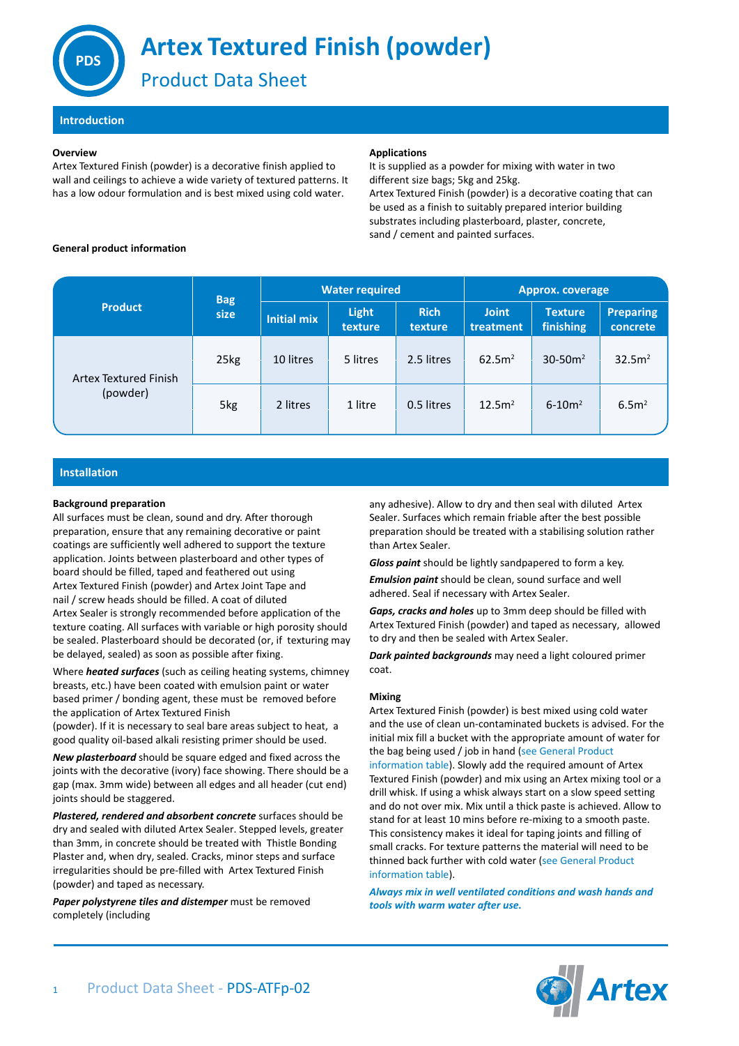# Artex Textured Finish (powder)

## Product Data Sheet

## Introduction

### Overview

Artex Textured Finish (powder) is a decorative finish applied to wall and ceilings to achieve a wide variety of textured patterns. It has a low odour formulation and is best mixed using cold water.

### Applications

It is supplied as a powder for mixing with water in two different size bags; 5kg and 25kg.

Artex Textured Finish (powder) is a decorative coating that can be used as a finish to suitably prepared interior building substrates including plasterboard, plaster, concrete, sand / cement and painted surfaces.

### General product information

| Product | Bag size | Water required | | | Approx. coverage | | |
|---|---|---|---|---|---|---|---|
| | | Initial mix | Light texture | Rich texture | Joint treatment | Texture finishing | Preparing concrete |
| Artex Textured Finish (powder) | 25kg | 10 litres | 5 litres | 2.5 litres | 62.5m$^2$ | 30-50m$^2$ | 32.5m$^2$ |
| | 5kg | 2 litres | 1 litre | 0.5 litres | 12.5m$^2$ | 6-10m$^2$ | 6.5m$^2$ |

## Installation

### Background preparation

All surfaces must be clean, sound and dry. After thorough preparation, ensure that any remaining decorative or paint coatings are sufficiently well adhered to support the texture application. Joints between plasterboard and other types of board should be filled, taped and feathered out using Artex Textured Finish (powder) and Artex Joint Tape and nail / screw heads should be filled. A coat of diluted Artex Sealer is strongly recommended before application of the texture coating. All surfaces with variable or high porosity should be sealed. Plasterboard should be decorated (or, if texturing may be delayed, sealed) as soon as possible after fixing.

Where ***heated surfaces*** (such as ceiling heating systems, chimney breasts, etc.) have been coated with emulsion paint or water based primer / bonding agent, these must be removed before the application of Artex Textured Finish (powder). If it is necessary to seal bare areas subject to heat, a good quality oil-based alkali resisting primer should be used.

***New plasterboard*** should be square edged and fixed across the joints with the decorative (ivory) face showing. There should be a gap (max. 3mm wide) between all edges and all header (cut end) joints should be staggered.

***Plastered, rendered and absorbent concrete*** surfaces should be dry and sealed with diluted Artex Sealer. Stepped levels, greater than 3mm, in concrete should be treated with Thistle Bonding Plaster and, when dry, sealed. Cracks, minor steps and surface irregularities should be pre-filled with Artex Textured Finish (powder) and taped as necessary.

***Paper polystyrene tiles and distemper*** must be removed completely (including any adhesive). Allow to dry and then seal with diluted Artex Sealer. Surfaces which remain friable after the best possible preparation should be treated with a stabilising solution rather than Artex Sealer.

***Gloss paint*** should be lightly sandpapered to form a key.

***Emulsion paint*** should be clean, sound surface and well adhered. Seal if necessary with Artex Sealer.

***Gaps, cracks and holes*** up to 3mm deep should be filled with Artex Textured Finish (powder) and taped as necessary, allowed to dry and then be sealed with Artex Sealer.

***Dark painted backgrounds*** may need a light coloured primer coat.

### Mixing

Artex Textured Finish (powder) is best mixed using cold water and the use of clean un-contaminated buckets is advised. For the initial mix fill a bucket with the appropriate amount of water for the bag being used / job in hand (see General Product information table). Slowly add the required amount of Artex Textured Finish (powder) and mix using an Artex mixing tool or a drill whisk. If using a whisk always start on a slow speed setting and do not over mix. Mix until a thick paste is achieved. Allow to stand for at least 10 mins before re-mixing to a smooth paste. This consistency makes it ideal for taping joints and filling of small cracks. For texture patterns the material will need to be thinned back further with cold water (see General Product information table).

***Always mix in well ventilated conditions and wash hands and tools with warm water after use.***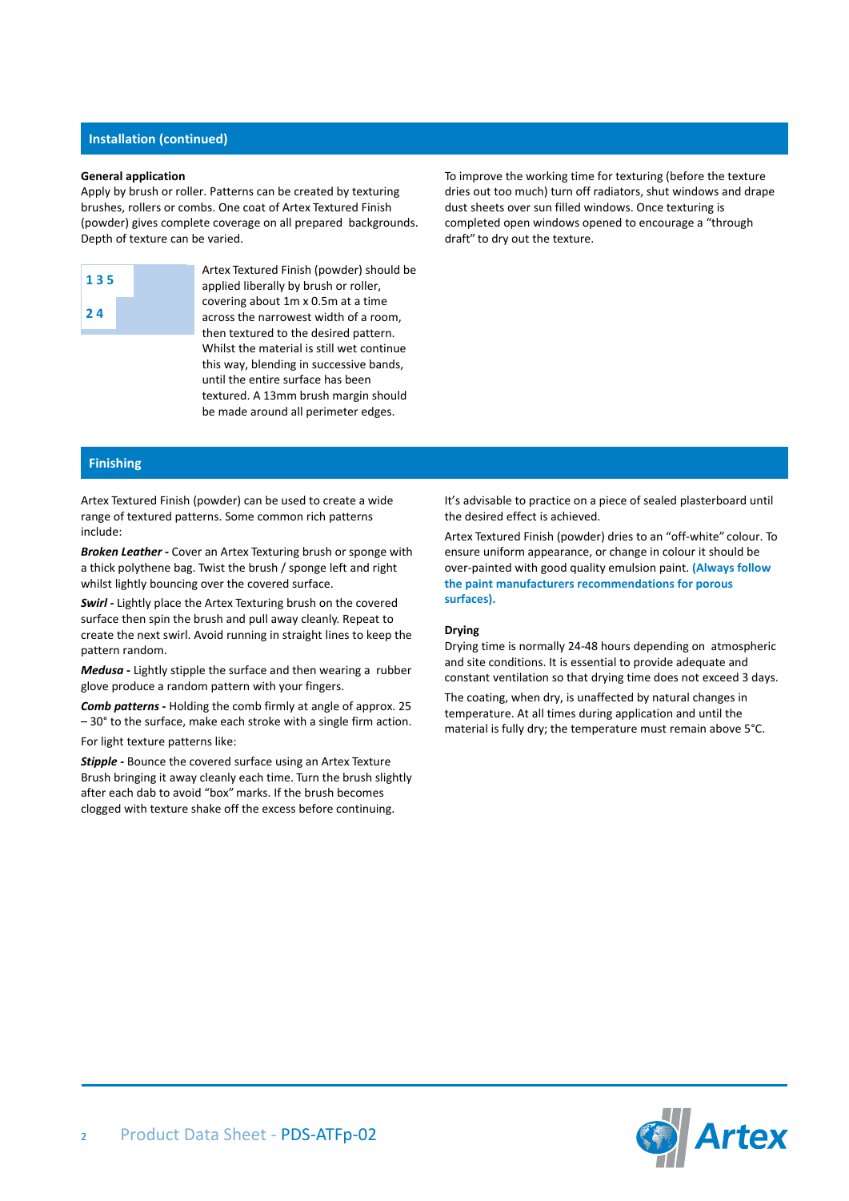## Installation (continued)

**General application**

Apply by brush or roller. Patterns can be created by texturing brushes, rollers or combs. One coat of Artex Textured Finish (powder) gives complete coverage on all prepared backgrounds. Depth of texture can be varied.

| 1 3 5 |
|---|
| 2 4 |

Artex Textured Finish (powder) should be applied liberally by brush or roller, covering about 1m x 0.5m at a time across the narrowest width of a room, then textured to the desired pattern. Whilst the material is still wet continue this way, blending in successive bands, until the entire surface has been textured. A 13mm brush margin should be made around all perimeter edges.

To improve the working time for texturing (before the texture dries out too much) turn off radiators, shut windows and drape dust sheets over sun filled windows. Once texturing is completed open windows opened to encourage a "through draft" to dry out the texture.

## Finishing

Artex Textured Finish (powder) can be used to create a wide range of textured patterns. Some common rich patterns include:

***Broken Leather -*** Cover an Artex Texturing brush or sponge with a thick polythene bag. Twist the brush / sponge left and right whilst lightly bouncing over the covered surface.

***Swirl -*** Lightly place the Artex Texturing brush on the covered surface then spin the brush and pull away cleanly. Repeat to create the next swirl. Avoid running in straight lines to keep the pattern random.

***Medusa -*** Lightly stipple the surface and then wearing a rubber glove produce a random pattern with your fingers.

***Comb patterns -*** Holding the comb firmly at angle of approx. 25 – 30° to the surface, make each stroke with a single firm action.

For light texture patterns like:

***Stipple -*** Bounce the covered surface using an Artex Texture Brush bringing it away cleanly each time. Turn the brush slightly after each dab to avoid "box" marks. If the brush becomes clogged with texture shake off the excess before continuing.

It's advisable to practice on a piece of sealed plasterboard until the desired effect is achieved.

Artex Textured Finish (powder) dries to an "off-white" colour. To ensure uniform appearance, or change in colour it should be over-painted with good quality emulsion paint. **(Always follow the paint manufacturers recommendations for porous surfaces).**

**Drying**

Drying time is normally 24-48 hours depending on atmospheric and site conditions. It is essential to provide adequate and constant ventilation so that drying time does not exceed 3 days.

The coating, when dry, is unaffected by natural changes in temperature. At all times during application and until the material is fully dry; the temperature must remain above 5°C.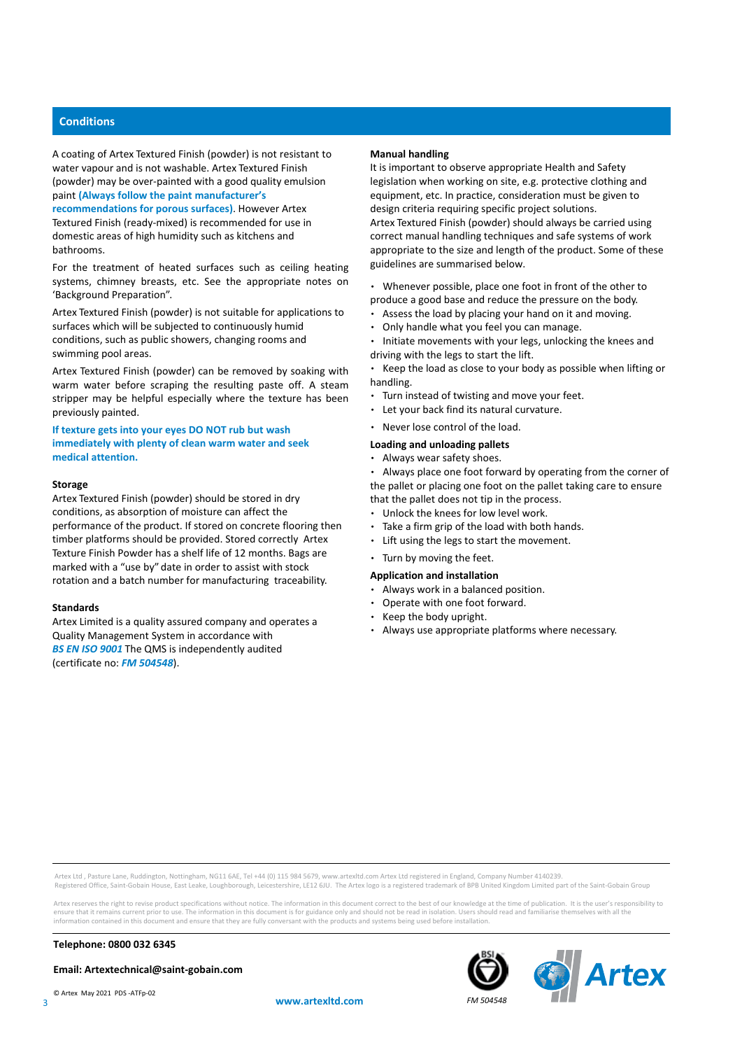## Conditions

A coating of Artex Textured Finish (powder) is not resistant to water vapour and is not washable. Artex Textured Finish (powder) may be over-painted with a good quality emulsion paint **(Always follow the paint manufacturer's recommendations for porous surfaces)**. However Artex Textured Finish (ready-mixed) is recommended for use in domestic areas of high humidity such as kitchens and bathrooms.

For the treatment of heated surfaces such as ceiling heating systems, chimney breasts, etc. See the appropriate notes on 'Background Preparation".

Artex Textured Finish (powder) is not suitable for applications to surfaces which will be subjected to continuously humid conditions, such as public showers, changing rooms and swimming pool areas.

Artex Textured Finish (powder) can be removed by soaking with warm water before scraping the resulting paste off. A steam stripper may be helpful especially where the texture has been previously painted.

**If texture gets into your eyes DO NOT rub but wash immediately with plenty of clean warm water and seek medical attention.**

### Storage

Artex Textured Finish (powder) should be stored in dry conditions, as absorption of moisture can affect the performance of the product. If stored on concrete flooring then timber platforms should be provided. Stored correctly Artex Texture Finish Powder has a shelf life of 12 months. Bags are marked with a "use by" date in order to assist with stock rotation and a batch number for manufacturing traceability.

### Standards

Artex Limited is a quality assured company and operates a Quality Management System in accordance with ***BS EN ISO 9001*** The QMS is independently audited (certificate no: ***FM 504548***).

### Manual handling

It is important to observe appropriate Health and Safety legislation when working on site, e.g. protective clothing and equipment, etc. In practice, consideration must be given to design criteria requiring specific project solutions.
Artex Textured Finish (powder) should always be carried using correct manual handling techniques and safe systems of work appropriate to the size and length of the product. Some of these guidelines are summarised below.

- Whenever possible, place one foot in front of the other to produce a good base and reduce the pressure on the body.
- Assess the load by placing your hand on it and moving.
- Only handle what you feel you can manage.
- Initiate movements with your legs, unlocking the knees and driving with the legs to start the lift.
- Keep the load as close to your body as possible when lifting or handling.
- Turn instead of twisting and move your feet.
- Let your back find its natural curvature.
- Never lose control of the load.

### Loading and unloading pallets

- Always wear safety shoes.
- Always place one foot forward by operating from the corner of the pallet or placing one foot on the pallet taking care to ensure that the pallet does not tip in the process.
- Unlock the knees for low level work.
- Take a firm grip of the load with both hands.
- Lift using the legs to start the movement.
- Turn by moving the feet.

### Application and installation

- Always work in a balanced position.
- Operate with one foot forward.
- Keep the body upright.
- Always use appropriate platforms where necessary.

Artex Ltd , Pasture Lane, Ruddington, Nottingham, NG11 6AE, Tel +44 (0) 115 984 5679, www.artexltd.com Artex Ltd registered in England, Company Number 4140239.
Registered Office, Saint-Gobain House, East Leake, Loughborough, Leicestershire, LE12 6JU. The Artex logo is a registered trademark of BPB United Kingdom Limited part of the Saint-Gobain Group

Artex reserves the right to revise product specifications without notice. The information in this document correct to the best of our knowledge at the time of publication. It is the user's responsibility to ensure that it remains current prior to use. The information in this document is for guidance only and should not be read in isolation. Users should read and familiarise themselves with all the information contained in this document and ensure that they are fully conversant with the products and systems being used before installation.

**Telephone: 0800 032 6345**

**Email: Artextechnical@saint-gobain.com**

© Artex May 2021 PDS -ATFp-02

**www.artexltd.com**

*FM 504548*